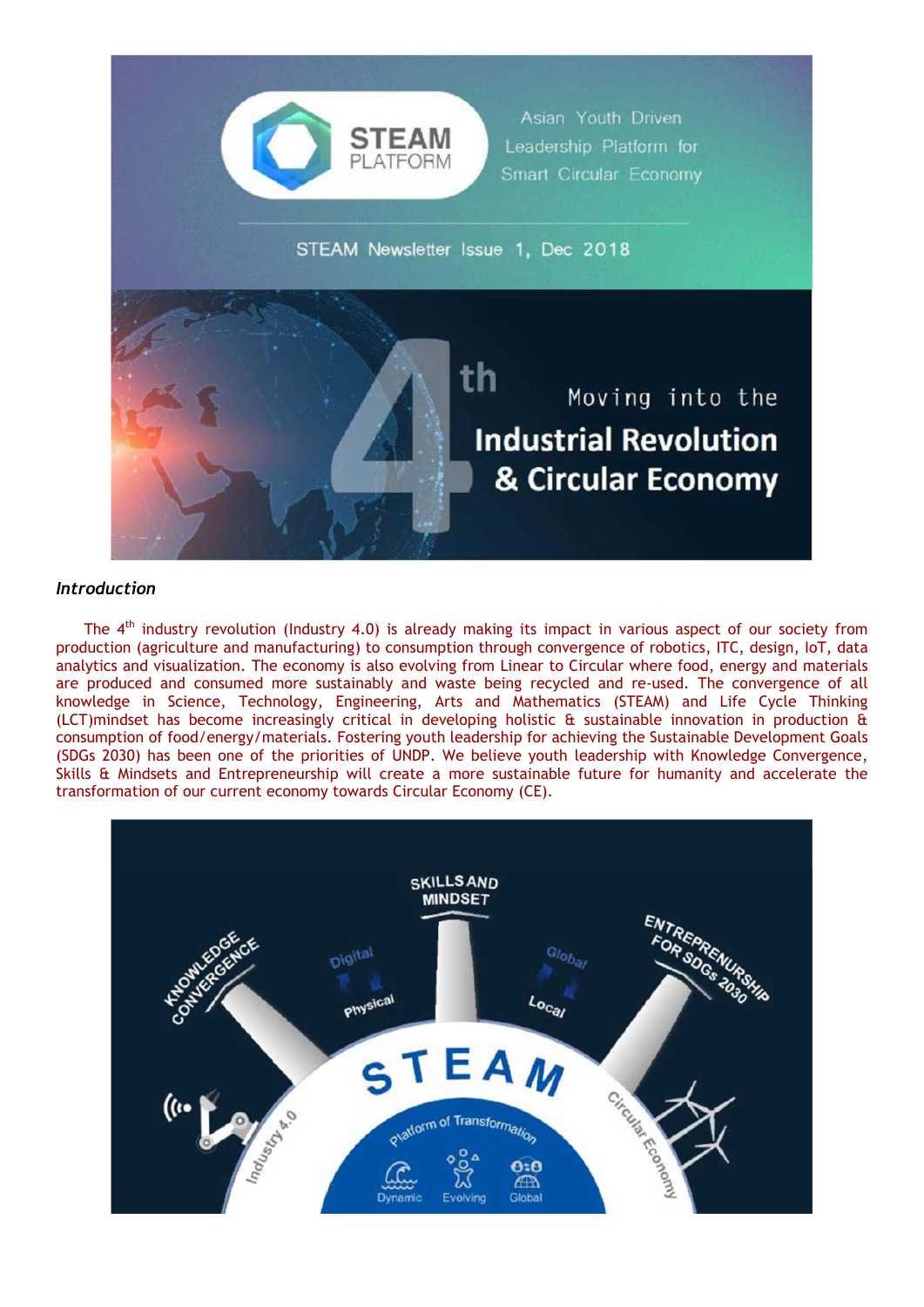STEAM PLATFORM

Asian Youth Driven Leadership Platform for Smart Circular Economy

STEAM Newsletter Issue 1, Dec 2018

Moving into the 4th Industrial Revolution & Circular Economy

***Introduction***

The 4th industry revolution (Industry 4.0) is already making its impact in various aspect of our society from production (agriculture and manufacturing) to consumption through convergence of robotics, ITC, design, IoT, data analytics and visualization. The economy is also evolving from Linear to Circular where food, energy and materials are produced and consumed more sustainably and waste being recycled and re-used. The convergence of all knowledge in Science, Technology, Engineering, Arts and Mathematics (STEAM) and Life Cycle Thinking (LCT)mindset has become increasingly critical in developing holistic & sustainable innovation in production & consumption of food/energy/materials. Fostering youth leadership for achieving the Sustainable Development Goals (SDGs 2030) has been one of the priorities of UNDP. We believe youth leadership with Knowledge Convergence, Skills & Mindsets and Entrepreneurship will create a more sustainable future for humanity and accelerate the transformation of our current economy towards Circular Economy (CE).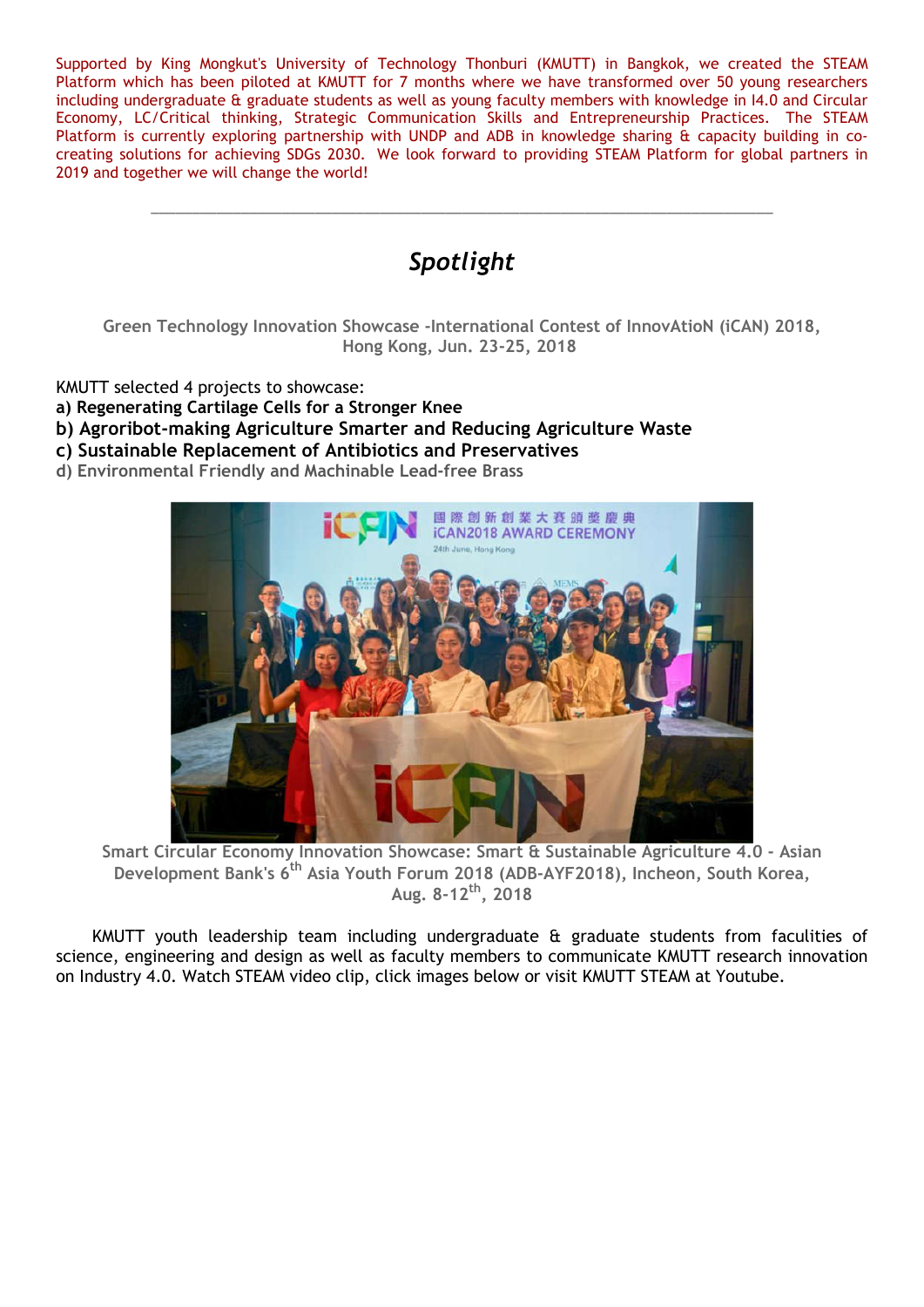Supported by King Mongkut's University of Technology Thonburi (KMUTT) in Bangkok, we created the STEAM Platform which has been piloted at KMUTT for 7 months where we have transformed over 50 young researchers including undergraduate & graduate students as well as young faculty members with knowledge in I4.0 and Circular Economy, LC/Critical thinking, Strategic Communication Skills and Entrepreneurship Practices. The STEAM Platform is currently exploring partnership with UNDP and ADB in knowledge sharing & capacity building in co-creating solutions for achieving SDGs 2030. We look forward to providing STEAM Platform for global partners in 2019 and together we will change the world!

---

## *Spotlight*

**Green Technology Innovation Showcase -International Contest of InnovAtioN (iCAN) 2018, Hong Kong, Jun. 23-25, 2018**

KMUTT selected 4 projects to showcase:

**a) Regenerating Cartilage Cells for a Stronger Knee**

**b) Agroribot-making Agriculture Smarter and Reducing Agriculture Waste**

**c) Sustainable Replacement of Antibiotics and Preservatives**

**d) Environmental Friendly and Machinable Lead-free Brass**

**Smart Circular Economy Innovation Showcase: Smart & Sustainable Agriculture 4.0 - Asian Development Bank's 6th Asia Youth Forum 2018 (ADB-AYF2018), Incheon, South Korea, Aug. 8-12th, 2018**

KMUTT youth leadership team including undergraduate & graduate students from faculities of science, engineering and design as well as faculty members to communicate KMUTT research innovation on Industry 4.0. Watch STEAM video clip, click images below or visit KMUTT STEAM at Youtube.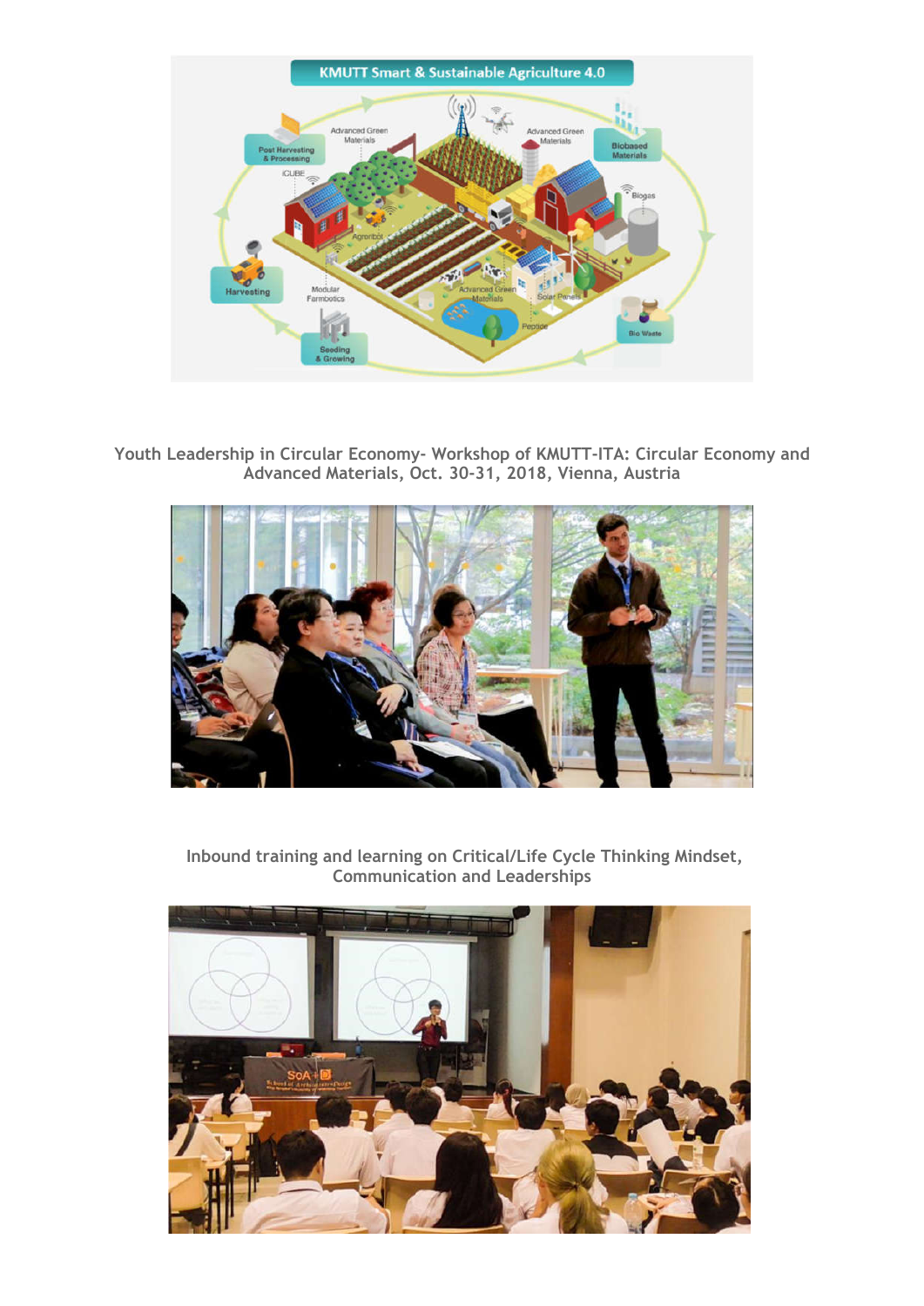Youth Leadership in Circular Economy- Workshop of KMUTT-ITA: Circular Economy and Advanced Materials, Oct. 30-31, 2018, Vienna, Austria

Inbound training and learning on Critical/Life Cycle Thinking Mindset, Communication and Leaderships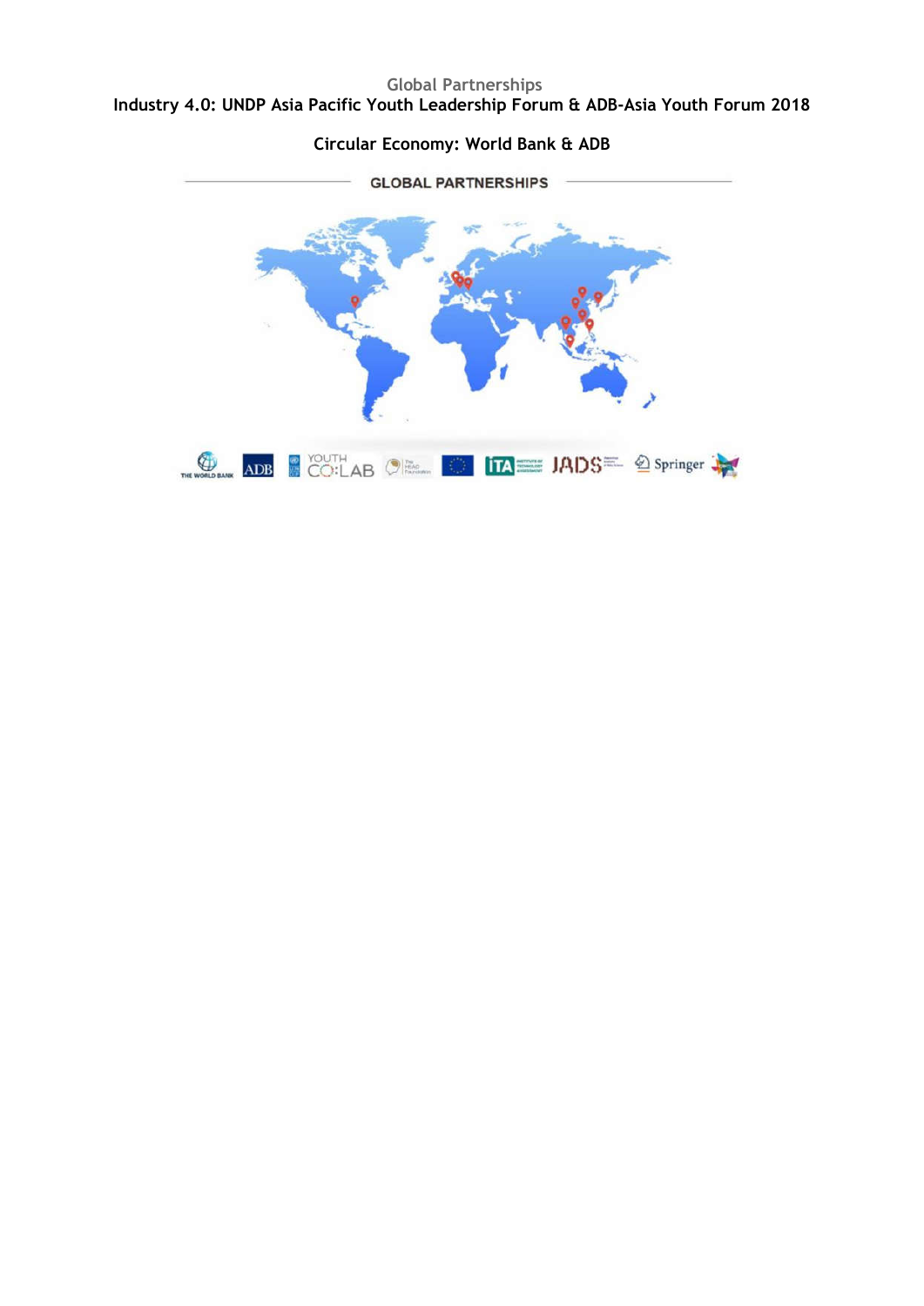Global Partnerships

**Industry 4.0: UNDP Asia Pacific Youth Leadership Forum & ADB-Asia Youth Forum 2018**

**Circular Economy: World Bank & ADB**

GLOBAL PARTNERSHIPS

THE WORLD BANK ADB YOUTH CO:LAB ITA JADS Springer